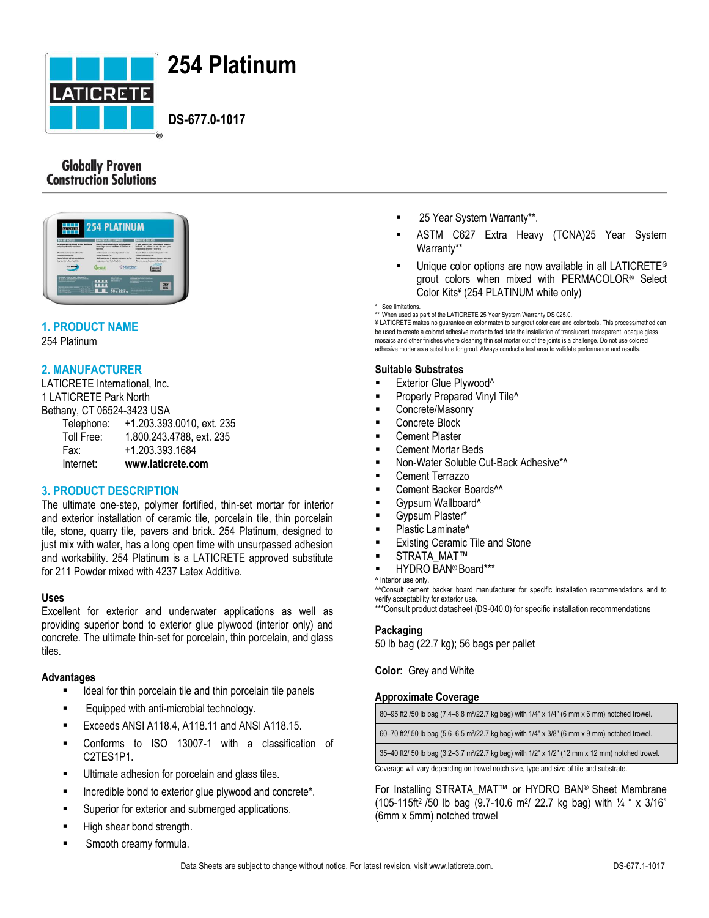# 254 Platinum

**DS-677.0-1017**

Globally Proven Construction Solutions

## 1. PRODUCT NAME

254 Platinum

## 2. MANUFACTURER

LATICRETE International, Inc.
1 LATICRETE Park North
Bethany, CT 06524-3423 USA

Telephone: +1.203.393.0010, ext. 235
Toll Free: 1.800.243.4788, ext. 235
Fax: +1.203.393.1684
Internet: **www.laticrete.com**

## 3. PRODUCT DESCRIPTION

The ultimate one-step, polymer fortified, thin-set mortar for interior and exterior installation of ceramic tile, porcelain tile, thin porcelain tile, stone, quarry tile, pavers and brick. 254 Platinum, designed to just mix with water, has a long open time with unsurpassed adhesion and workability. 254 Platinum is a LATICRETE approved substitute for 211 Powder mixed with 4237 Latex Additive.

### Uses

Excellent for exterior and underwater applications as well as providing superior bond to exterior glue plywood (interior only) and concrete. The ultimate thin-set for porcelain, thin porcelain, and glass tiles.

### Advantages

- Ideal for thin porcelain tile and thin porcelain tile panels
- Equipped with anti-microbial technology.
- Exceeds ANSI A118.4, A118.11 and ANSI A118.15.
- Conforms to ISO 13007-1 with a classification of C2TES1P1.
- Ultimate adhesion for porcelain and glass tiles.
- Incredible bond to exterior glue plywood and concrete*.
- Superior for exterior and submerged applications.
- High shear bond strength.
- Smooth creamy formula.
- 25 Year System Warranty**.
- ASTM C627 Extra Heavy (TCNA)25 Year System Warranty**
- Unique color options are now available in all LATICRETE® grout colors when mixed with PERMACOLOR® Select Color Kits¥ (254 PLATINUM white only)

\* See limitations.
\*\* When used as part of the LATICRETE 25 Year System Warranty DS 025.0.
¥ LATICRETE makes no guarantee on color match to our grout color card and color tools. This process/method can be used to create a colored adhesive mortar to facilitate the installation of translucent, transparent, opaque glass mosaics and other finishes where cleaning thin set mortar out of the joints is a challenge. Do not use colored adhesive mortar as a substitute for grout. Always conduct a test area to validate performance and results.

### Suitable Substrates

- Exterior Glue Plywood^
- Properly Prepared Vinyl Tile^
- Concrete/Masonry
- Concrete Block
- Cement Plaster
- Cement Mortar Beds
- Non-Water Soluble Cut-Back Adhesive*^
- Cement Terrazzo
- Cement Backer Boards^^
- Gypsum Wallboard^
- Gypsum Plaster*
- Plastic Laminate^
- Existing Ceramic Tile and Stone
- STRATA_MAT™
- HYDRO BAN® Board***

^ Interior use only.
^^Consult cement backer board manufacturer for specific installation recommendations and to verify acceptability for exterior use.
\*\*\*Consult product datasheet (DS-040.0) for specific installation recommendations

### Packaging

50 lb bag (22.7 kg); 56 bags per pallet

**Color:** Grey and White

### Approximate Coverage

| Coverage |
|---|
| 80–95 ft2 /50 lb bag (7.4–8.8 m²/22.7 kg bag) with 1/4" x 1/4" (6 mm x 6 mm) notched trowel. |
| 60–70 ft2/ 50 lb bag (5.6–6.5 m²/22.7 kg bag) with 1/4" x 3/8" (6 mm x 9 mm) notched trowel. |
| 35–40 ft2/ 50 lb bag (3.2–3.7 m²/22.7 kg bag) with 1/2" x 1/2" (12 mm x 12 mm) notched trowel. |

Coverage will vary depending on trowel notch size, type and size of tile and substrate.

For Installing STRATA_MAT™ or HYDRO BAN® Sheet Membrane (105-115ft² /50 lb bag (9.7-10.6 m²/ 22.7 kg bag) with ¼ " x 3/16" (6mm x 5mm) notched trowel

Data Sheets are subject to change without notice. For latest revision, visit www.laticrete.com.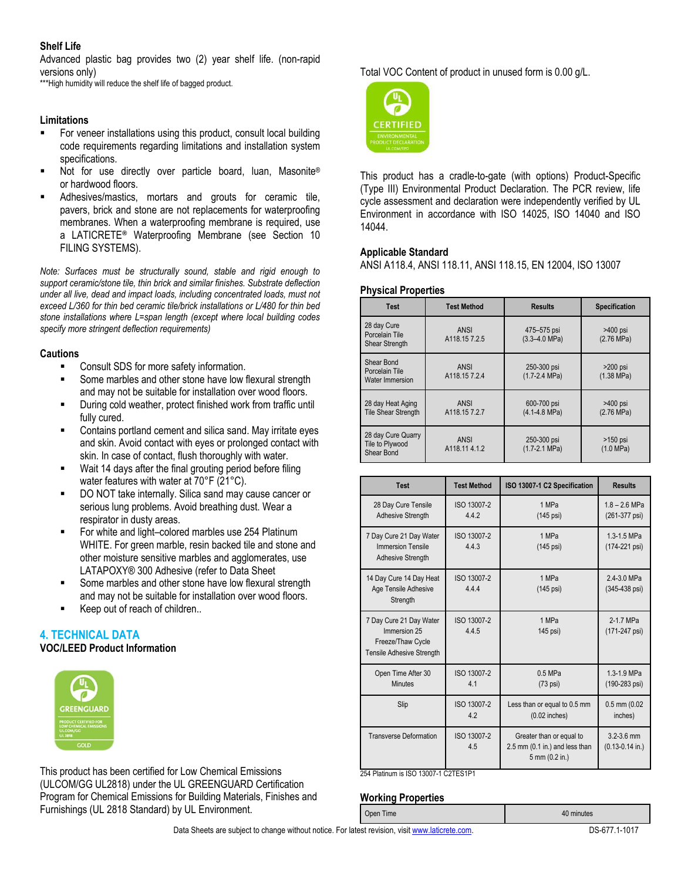### Shelf Life

Advanced plastic bag provides two (2) year shelf life. (non-rapid versions only)

***High humidity will reduce the shelf life of bagged product.

### Limitations

- For veneer installations using this product, consult local building code requirements regarding limitations and installation system specifications.
- Not for use directly over particle board, luan, Masonite® or hardwood floors.
- Adhesives/mastics, mortars and grouts for ceramic tile, pavers, brick and stone are not replacements for waterproofing membranes. When a waterproofing membrane is required, use a LATICRETE® Waterproofing Membrane (see Section 10 FILING SYSTEMS).

*Note: Surfaces must be structurally sound, stable and rigid enough to support ceramic/stone tile, thin brick and similar finishes. Substrate deflection under all live, dead and impact loads, including concentrated loads, must not exceed L/360 for thin bed ceramic tile/brick installations or L/480 for thin bed stone installations where L=span length (except where local building codes specify more stringent deflection requirements)*

### Cautions

- Consult SDS for more safety information.
- Some marbles and other stone have low flexural strength and may not be suitable for installation over wood floors.
- During cold weather, protect finished work from traffic until fully cured.
- Contains portland cement and silica sand. May irritate eyes and skin. Avoid contact with eyes or prolonged contact with skin. In case of contact, flush thoroughly with water.
- Wait 14 days after the final grouting period before filing water features with water at 70°F (21°C).
- DO NOT take internally. Silica sand may cause cancer or serious lung problems. Avoid breathing dust. Wear a respirator in dusty areas.
- For white and light–colored marbles use 254 Platinum WHITE. For green marble, resin backed tile and stone and other moisture sensitive marbles and agglomerates, use LATAPOXY® 300 Adhesive (refer to Data Sheet
- Some marbles and other stone have low flexural strength and may not be suitable for installation over wood floors.
- Keep out of reach of children..

## 4. TECHNICAL DATA

### VOC/LEED Product Information

This product has been certified for Low Chemical Emissions (ULCOM/GG UL2818) under the UL GREENGUARD Certification Program for Chemical Emissions for Building Materials, Finishes and Furnishings (UL 2818 Standard) by UL Environment.

Total VOC Content of product in unused form is 0.00 g/L.

This product has a cradle-to-gate (with options) Product-Specific (Type III) Environmental Product Declaration. The PCR review, life cycle assessment and declaration were independently verified by UL Environment in accordance with ISO 14025, ISO 14040 and ISO 14044.

### Applicable Standard

ANSI A118.4, ANSI 118.11, ANSI 118.15, EN 12004, ISO 13007

### Physical Properties

| Test | Test Method | Results | Specification |
|---|---|---|---|
| 28 day Cure Porcelain Tile Shear Strength | ANSI A118.15 7.2.5 | 475–575 psi (3.3–4.0 MPa) | >400 psi (2.76 MPa) |
| Shear Bond Porcelain Tile Water Immersion | ANSI A118.15 7.2.4 | 250-300 psi (1.7-2.4 MPa) | >200 psi (1.38 MPa) |
| 28 day Heat Aging Tile Shear Strength | ANSI A118.15 7.2.7 | 600-700 psi (4.1-4.8 MPa) | >400 psi (2.76 MPa) |
| 28 day Cure Quarry Tile to Plywood Shear Bond | ANSI A118.11 4.1.2 | 250-300 psi (1.7-2.1 MPa) | >150 psi (1.0 MPa) |

| Test | Test Method | ISO 13007-1 C2 Specification | Results |
|---|---|---|---|
| 28 Day Cure Tensile Adhesive Strength | ISO 13007-2 4.4.2 | 1 MPa (145 psi) | 1.8 – 2.6 MPa (261-377 psi) |
| 7 Day Cure 21 Day Water Immersion Tensile Adhesive Strength | ISO 13007-2 4.4.3 | 1 MPa (145 psi) | 1.3-1.5 MPa (174-221 psi) |
| 14 Day Cure 14 Day Heat Age Tensile Adhesive Strength | ISO 13007-2 4.4.4 | 1 MPa (145 psi) | 2.4-3.0 MPa (345-438 psi) |
| 7 Day Cure 21 Day Water Immersion 25 Freeze/Thaw Cycle Tensile Adhesive Strength | ISO 13007-2 4.4.5 | 1 MPa 145 psi) | 2-1.7 MPa (171-247 psi) |
| Open Time After 30 Minutes | ISO 13007-2 4.1 | 0.5 MPa (73 psi) | 1.3-1.9 MPa (190-283 psi) |
| Slip | ISO 13007-2 4.2 | Less than or equal to 0.5 mm (0.02 inches) | 0.5 mm (0.02 inches) |
| Transverse Deformation | ISO 13007-2 4.5 | Greater than or equal to 2.5 mm (0.1 in.) and less than 5 mm (0.2 in.) | 3.2-3.6 mm (0.13-0.14 in.) |

254 Platinum is ISO 13007-1 C2TES1P1

### Working Properties

| Open Time | 40 minutes |
|---|---|

Data Sheets are subject to change without notice. For latest revision, visit www.laticrete.com.

DS-677.1-1017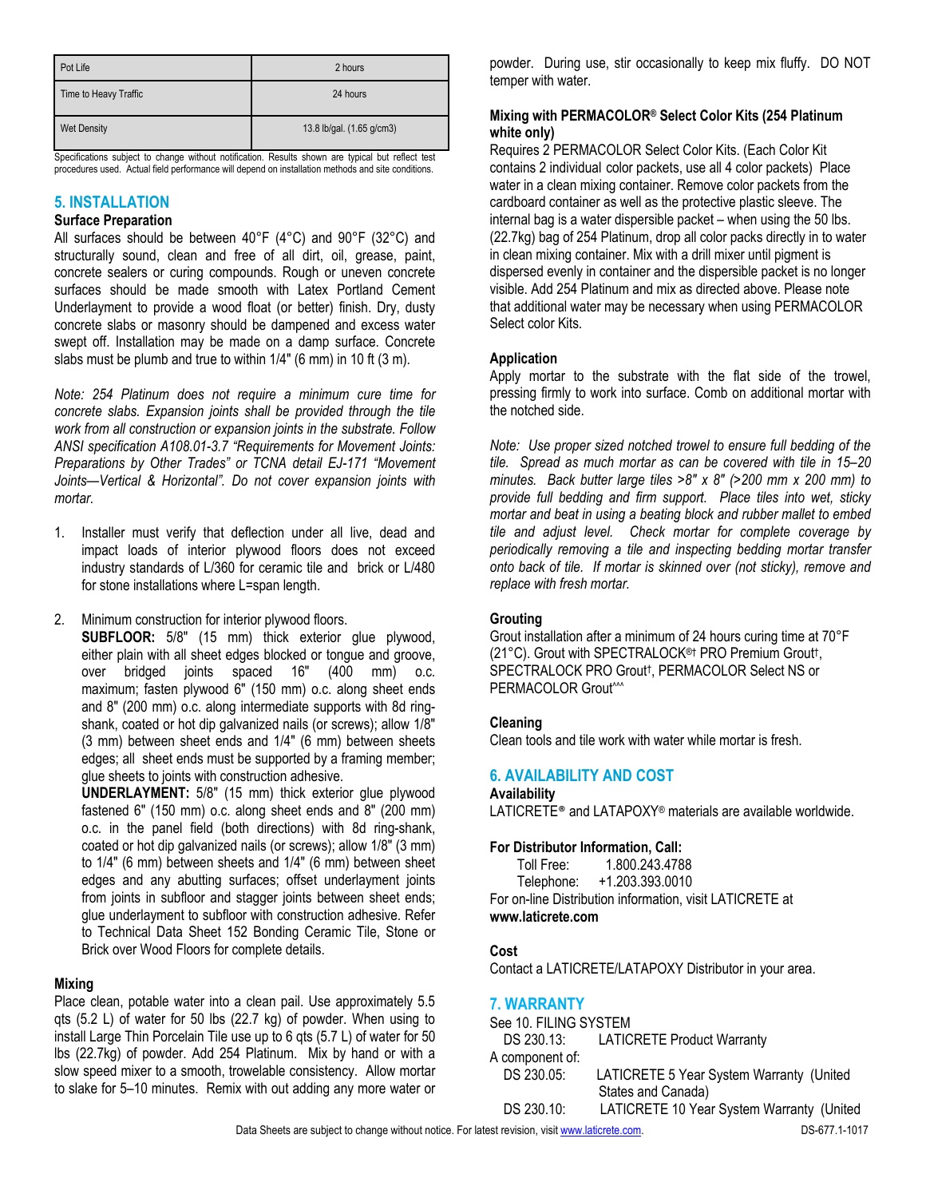| Pot Life | 2 hours |
| --- | --- |
| Time to Heavy Traffic | 24 hours |
| Wet Density | 13.8 lb/gal. (1.65 g/cm3) |

Specifications subject to change without notification. Results shown are typical but reflect test procedures used. Actual field performance will depend on installation methods and site conditions.

## 5. INSTALLATION

### Surface Preparation

All surfaces should be between 40°F (4°C) and 90°F (32°C) and structurally sound, clean and free of all dirt, oil, grease, paint, concrete sealers or curing compounds. Rough or uneven concrete surfaces should be made smooth with Latex Portland Cement Underlayment to provide a wood float (or better) finish. Dry, dusty concrete slabs or masonry should be dampened and excess water swept off. Installation may be made on a damp surface. Concrete slabs must be plumb and true to within 1/4" (6 mm) in 10 ft (3 m).

*Note: 254 Platinum does not require a minimum cure time for concrete slabs. Expansion joints shall be provided through the tile work from all construction or expansion joints in the substrate. Follow ANSI specification A108.01-3.7 "Requirements for Movement Joints: Preparations by Other Trades" or TCNA detail EJ-171 "Movement Joints—Vertical & Horizontal". Do not cover expansion joints with mortar.*

1. Installer must verify that deflection under all live, dead and impact loads of interior plywood floors does not exceed industry standards of L/360 for ceramic tile and brick or L/480 for stone installations where L=span length.

2. Minimum construction for interior plywood floors.
   **SUBFLOOR:** 5/8" (15 mm) thick exterior glue plywood, either plain with all sheet edges blocked or tongue and groove, over bridged joints spaced 16" (400 mm) o.c. maximum; fasten plywood 6" (150 mm) o.c. along sheet ends and 8" (200 mm) o.c. along intermediate supports with 8d ring-shank, coated or hot dip galvanized nails (or screws); allow 1/8" (3 mm) between sheet ends and 1/4" (6 mm) between sheets edges; all sheet ends must be supported by a framing member; glue sheets to joints with construction adhesive.
   **UNDERLAYMENT:** 5/8" (15 mm) thick exterior glue plywood fastened 6" (150 mm) o.c. along sheet ends and 8" (200 mm) o.c. in the panel field (both directions) with 8d ring-shank, coated or hot dip galvanized nails (or screws); allow 1/8" (3 mm) to 1/4" (6 mm) between sheets and 1/4" (6 mm) between sheet edges and any abutting surfaces; offset underlayment joints from joints in subfloor and stagger joints between sheet ends; glue underlayment to subfloor with construction adhesive. Refer to Technical Data Sheet 152 Bonding Ceramic Tile, Stone or Brick over Wood Floors for complete details.

### Mixing

Place clean, potable water into a clean pail. Use approximately 5.5 qts (5.2 L) of water for 50 lbs (22.7 kg) of powder. When using to install Large Thin Porcelain Tile use up to 6 qts (5.7 L) of water for 50 lbs (22.7kg) of powder. Add 254 Platinum. Mix by hand or with a slow speed mixer to a smooth, trowelable consistency. Allow mortar to slake for 5–10 minutes. Remix with out adding any more water or powder. During use, stir occasionally to keep mix fluffy. DO NOT temper with water.

### Mixing with PERMACOLOR® Select Color Kits (254 Platinum white only)

Requires 2 PERMACOLOR Select Color Kits. (Each Color Kit contains 2 individual color packets, use all 4 color packets) Place water in a clean mixing container. Remove color packets from the cardboard container as well as the protective plastic sleeve. The internal bag is a water dispersible packet – when using the 50 lbs. (22.7kg) bag of 254 Platinum, drop all color packs directly in to water in clean mixing container. Mix with a drill mixer until pigment is dispersed evenly in container and the dispersible packet is no longer visible. Add 254 Platinum and mix as directed above. Please note that additional water may be necessary when using PERMACOLOR Select color Kits.

### Application

Apply mortar to the substrate with the flat side of the trowel, pressing firmly to work into surface. Comb on additional mortar with the notched side.

*Note: Use proper sized notched trowel to ensure full bedding of the tile. Spread as much mortar as can be covered with tile in 15–20 minutes. Back butter large tiles >8" x 8" (>200 mm x 200 mm) to provide full bedding and firm support. Place tiles into wet, sticky mortar and beat in using a beating block and rubber mallet to embed tile and adjust level. Check mortar for complete coverage by periodically removing a tile and inspecting bedding mortar transfer onto back of tile. If mortar is skinned over (not sticky), remove and replace with fresh mortar.*

### Grouting

Grout installation after a minimum of 24 hours curing time at 70°F (21°C). Grout with SPECTRALOCK®† PRO Premium Grout†, SPECTRALOCK PRO Grout†, PERMACOLOR Select NS or PERMACOLOR Grout^^^

### Cleaning

Clean tools and tile work with water while mortar is fresh.

## 6. AVAILABILITY AND COST

### Availability

LATICRETE® and LATAPOXY® materials are available worldwide.

### For Distributor Information, Call:

Toll Free: 1.800.243.4788
Telephone: +1.203.393.0010

For on-line Distribution information, visit LATICRETE at **www.laticrete.com**

### Cost

Contact a LATICRETE/LATAPOXY Distributor in your area.

## 7. WARRANTY

See 10. FILING SYSTEM

DS 230.13: LATICRETE Product Warranty

A component of:

DS 230.05: LATICRETE 5 Year System Warranty (United States and Canada)

DS 230.10: LATICRETE 10 Year System Warranty (United

Data Sheets are subject to change without notice. For latest revision, visit www.laticrete.com.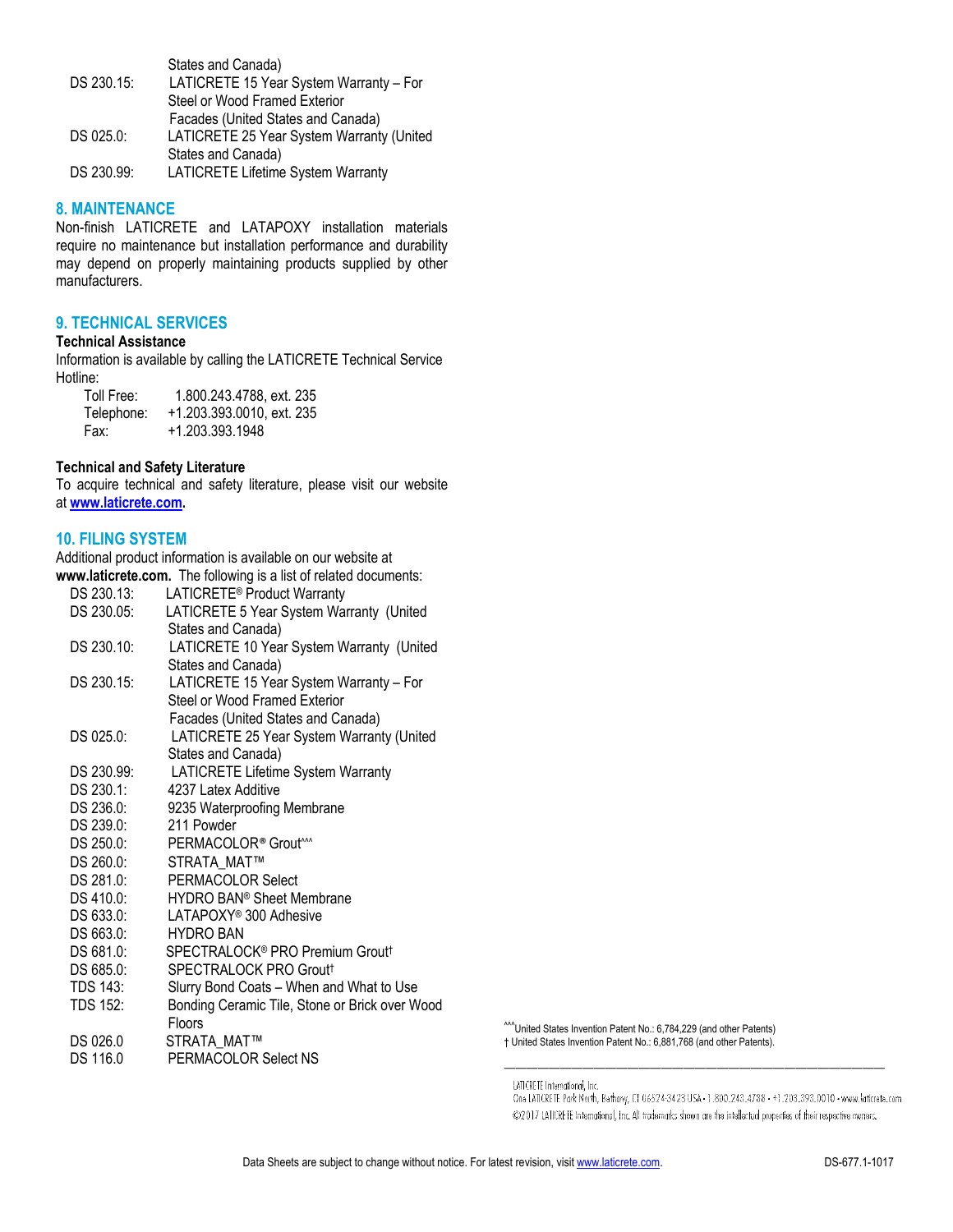States and Canada)

| | |
|---|---|
| DS 230.15: | LATICRETE 15 Year System Warranty – For Steel or Wood Framed Exterior Facades (United States and Canada) |
| DS 025.0: | LATICRETE 25 Year System Warranty (United States and Canada) |
| DS 230.99: | LATICRETE Lifetime System Warranty |

## 8. MAINTENANCE

Non-finish LATICRETE and LATAPOXY installation materials require no maintenance but installation performance and durability may depend on properly maintaining products supplied by other manufacturers.

## 9. TECHNICAL SERVICES

**Technical Assistance**

Information is available by calling the LATICRETE Technical Service Hotline:

Toll Free: 1.800.243.4788, ext. 235
Telephone: +1.203.393.0010, ext. 235
Fax: +1.203.393.1948

**Technical and Safety Literature**

To acquire technical and safety literature, please visit our website at **www.laticrete.com.**

## 10. FILING SYSTEM

Additional product information is available on our website at **www.laticrete.com.** The following is a list of related documents:

| | |
|---|---|
| DS 230.13: | LATICRETE® Product Warranty |
| DS 230.05: | LATICRETE 5 Year System Warranty (United States and Canada) |
| DS 230.10: | LATICRETE 10 Year System Warranty (United States and Canada) |
| DS 230.15: | LATICRETE 15 Year System Warranty – For Steel or Wood Framed Exterior Facades (United States and Canada) |
| DS 025.0: | LATICRETE 25 Year System Warranty (United States and Canada) |
| DS 230.99: | LATICRETE Lifetime System Warranty |
| DS 230.1: | 4237 Latex Additive |
| DS 236.0: | 9235 Waterproofing Membrane |
| DS 239.0: | 211 Powder |
| DS 250.0: | PERMACOLOR® Grout^^^ |
| DS 260.0: | STRATA_MAT™ |
| DS 281.0: | PERMACOLOR Select |
| DS 410.0: | HYDRO BAN® Sheet Membrane |
| DS 633.0: | LATAPOXY® 300 Adhesive |
| DS 663.0: | HYDRO BAN |
| DS 681.0: | SPECTRALOCK® PRO Premium Grout† |
| DS 685.0: | SPECTRALOCK PRO Grout† |
| TDS 143: | Slurry Bond Coats – When and What to Use |
| TDS 152: | Bonding Ceramic Tile, Stone or Brick over Wood Floors |
| DS 026.0 | STRATA_MAT™ |
| DS 116.0 | PERMACOLOR Select NS |

^^^United States Invention Patent No.: 6,784,229 (and other Patents)
† United States Invention Patent No.: 6,881,768 (and other Patents).

LATICRETE International, Inc.
One LATICRETE Park North, Bethany, CT 06524-3423 USA • 1.800.243.4788 • +1.203.393.0010 • www.laticrete.com
©2017 LATICRETE International, Inc. All trademarks shown are the intellectual properties of their respective owners.

Data Sheets are subject to change without notice. For latest revision, visit www.laticrete.com.

DS-677.1-1017